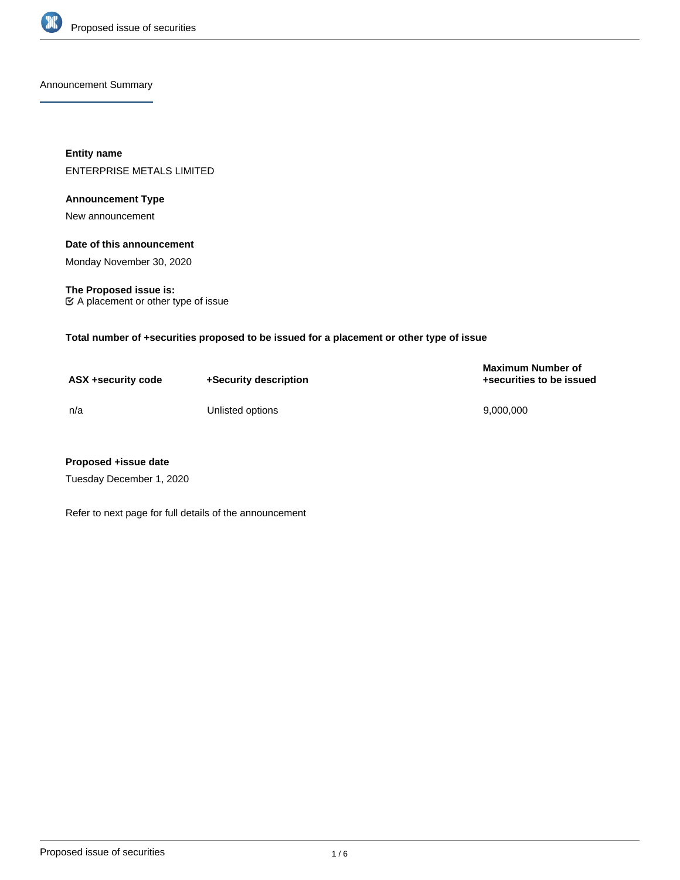## Announcement Summary

**Entity name**

ENTERPRISE METALS LIMITED

**Announcement Type**

New announcement

**Date of this announcement**

Monday November 30, 2020

**The Proposed issue is:**

☑ A placement or other type of issue

**Total number of +securities proposed to be issued for a placement or other type of issue**

| ASX +security code | +Security description | Maximum Number of +securities to be issued |
| --- | --- | --- |
| n/a | Unlisted options | 9,000,000 |

**Proposed +issue date**

Tuesday December 1, 2020

Refer to next page for full details of the announcement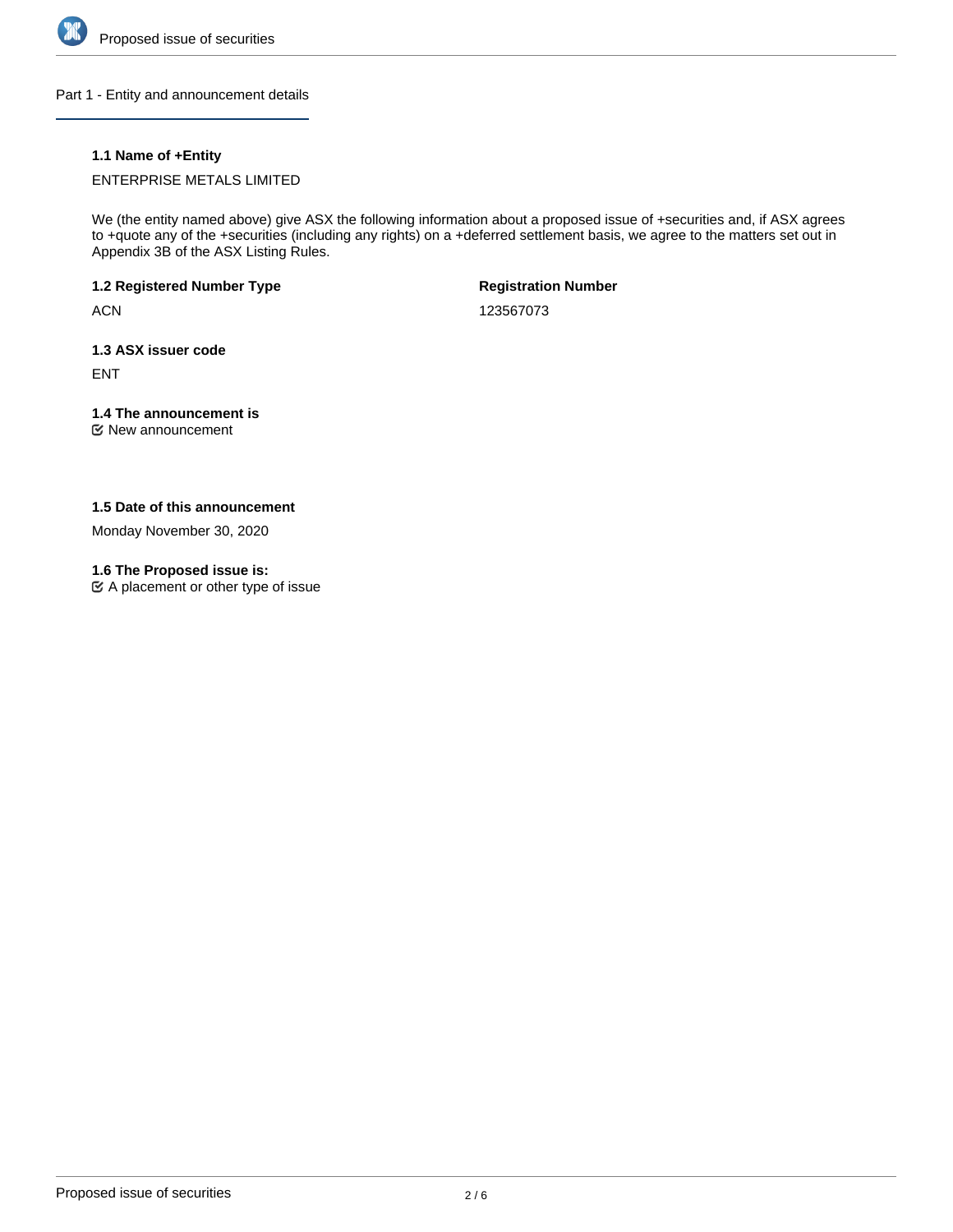## Part 1 - Entity and announcement details

**1.1 Name of +Entity**

ENTERPRISE METALS LIMITED

We (the entity named above) give ASX the following information about a proposed issue of +securities and, if ASX agrees to +quote any of the +securities (including any rights) on a +deferred settlement basis, we agree to the matters set out in Appendix 3B of the ASX Listing Rules.

**1.2 Registered Number Type**

ACN

**Registration Number**

123567073

**1.3 ASX issuer code**

ENT

**1.4 The announcement is**

☑ New announcement

**1.5 Date of this announcement**

Monday November 30, 2020

**1.6 The Proposed issue is:**

☑ A placement or other type of issue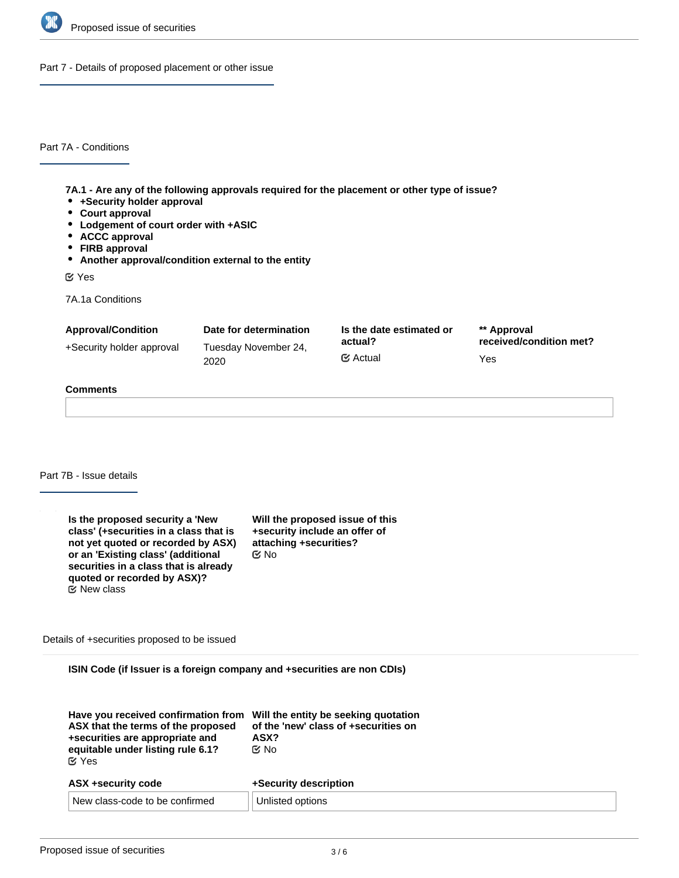## Part 7 - Details of proposed placement or other issue

### Part 7A - Conditions

**7A.1 - Are any of the following approvals required for the placement or other type of issue?**

- **+Security holder approval**
- **Court approval**
- **Lodgement of court order with +ASIC**
- **ACCC approval**
- **FIRB approval**
- **Another approval/condition external to the entity**

☑ Yes

7A.1a Conditions

| Approval/Condition | Date for determination | Is the date estimated or actual? | ** Approval received/condition met? |
|---|---|---|---|
| +Security holder approval | Tuesday November 24, 2020 | ☑ Actual | Yes |

**Comments**

### Part 7B - Issue details

**Is the proposed security a 'New class' (+securities in a class that is not yet quoted or recorded by ASX) or an 'Existing class' (additional securities in a class that is already quoted or recorded by ASX)?**
☑ New class

**Will the proposed issue of this +security include an offer of attaching +securities?**
☑ No

Details of +securities proposed to be issued

**ISIN Code (if Issuer is a foreign company and +securities are non CDIs)**

**Have you received confirmation from ASX that the terms of the proposed +securities are appropriate and equitable under listing rule 6.1?**
☑ Yes

**Will the entity be seeking quotation of the 'new' class of +securities on ASX?**
☑ No

| ASX +security code | +Security description |
|---|---|
| New class-code to be confirmed | Unlisted options |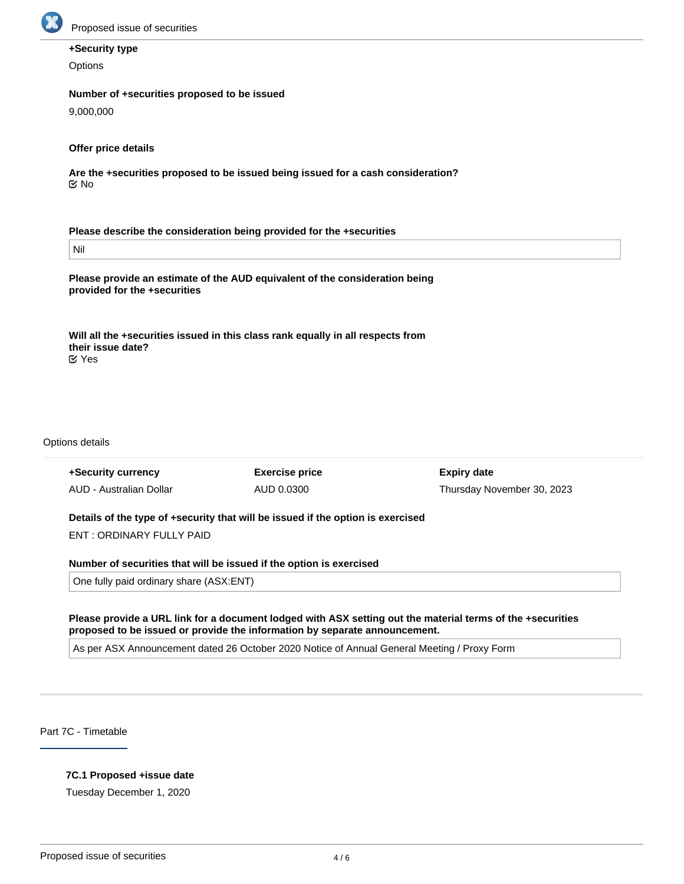**+Security type**

Options

**Number of +securities proposed to be issued**

9,000,000

**Offer price details**

**Are the +securities proposed to be issued being issued for a cash consideration?**

☑ No

**Please describe the consideration being provided for the +securities**

Nil

**Please provide an estimate of the AUD equivalent of the consideration being provided for the +securities**

**Will all the +securities issued in this class rank equally in all respects from their issue date?**

☑ Yes

Options details

| +Security currency | Exercise price | Expiry date |
| --- | --- | --- |
| AUD - Australian Dollar | AUD 0.0300 | Thursday November 30, 2023 |

**Details of the type of +security that will be issued if the option is exercised**

ENT : ORDINARY FULLY PAID

**Number of securities that will be issued if the option is exercised**

One fully paid ordinary share (ASX:ENT)

**Please provide a URL link for a document lodged with ASX setting out the material terms of the +securities proposed to be issued or provide the information by separate announcement.**

As per ASX Announcement dated 26 October 2020 Notice of Annual General Meeting / Proxy Form

## Part 7C - Timetable

**7C.1 Proposed +issue date**

Tuesday December 1, 2020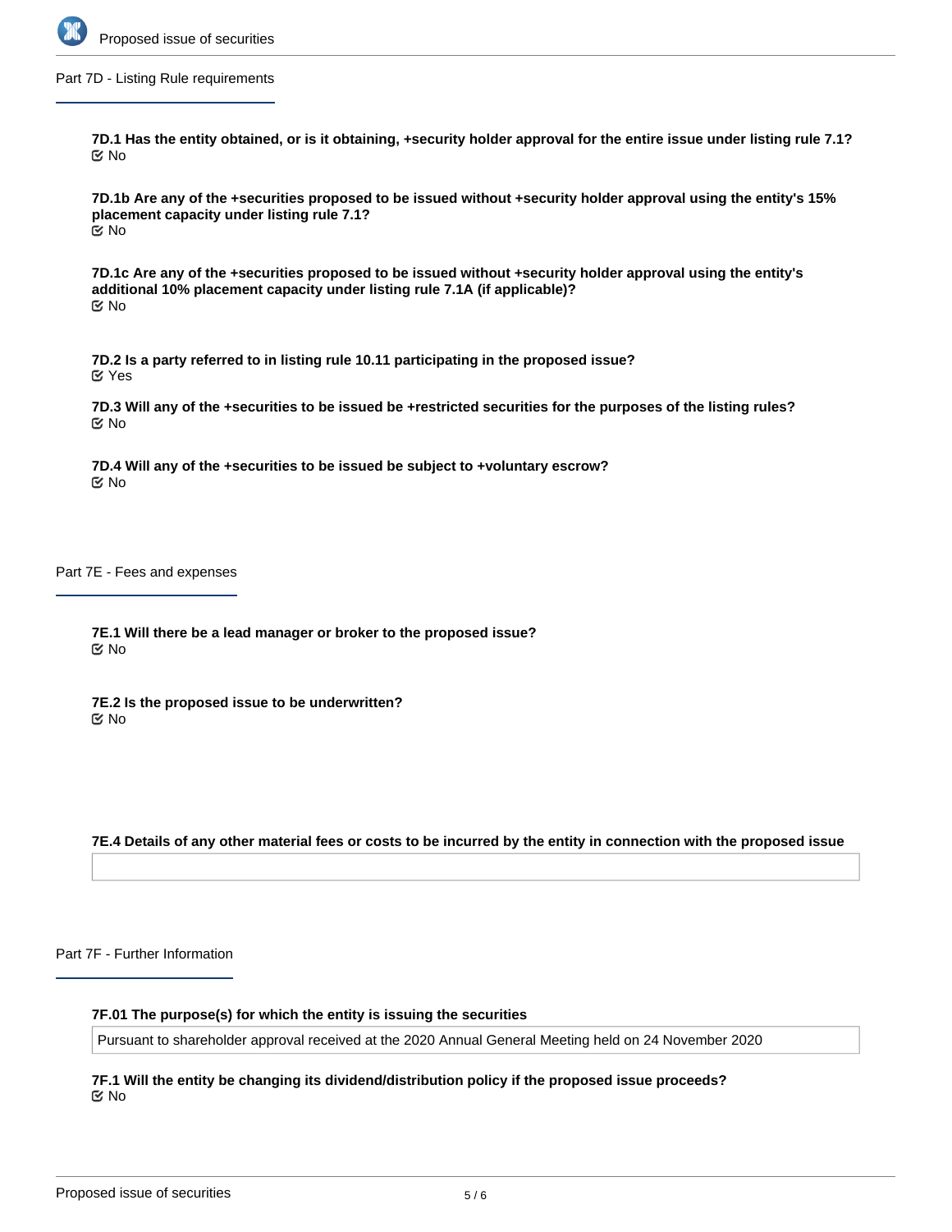## Part 7D - Listing Rule requirements

**7D.1 Has the entity obtained, or is it obtaining, +security holder approval for the entire issue under listing rule 7.1?**
☑ No

**7D.1b Are any of the +securities proposed to be issued without +security holder approval using the entity's 15% placement capacity under listing rule 7.1?**
☑ No

**7D.1c Are any of the +securities proposed to be issued without +security holder approval using the entity's additional 10% placement capacity under listing rule 7.1A (if applicable)?**
☑ No

**7D.2 Is a party referred to in listing rule 10.11 participating in the proposed issue?**
☑ Yes

**7D.3 Will any of the +securities to be issued be +restricted securities for the purposes of the listing rules?**
☑ No

**7D.4 Will any of the +securities to be issued be subject to +voluntary escrow?**
☑ No

## Part 7E - Fees and expenses

**7E.1 Will there be a lead manager or broker to the proposed issue?**
☑ No

**7E.2 Is the proposed issue to be underwritten?**
☑ No

**7E.4 Details of any other material fees or costs to be incurred by the entity in connection with the proposed issue**

## Part 7F - Further Information

**7F.01 The purpose(s) for which the entity is issuing the securities**

Pursuant to shareholder approval received at the 2020 Annual General Meeting held on 24 November 2020

**7F.1 Will the entity be changing its dividend/distribution policy if the proposed issue proceeds?**
☑ No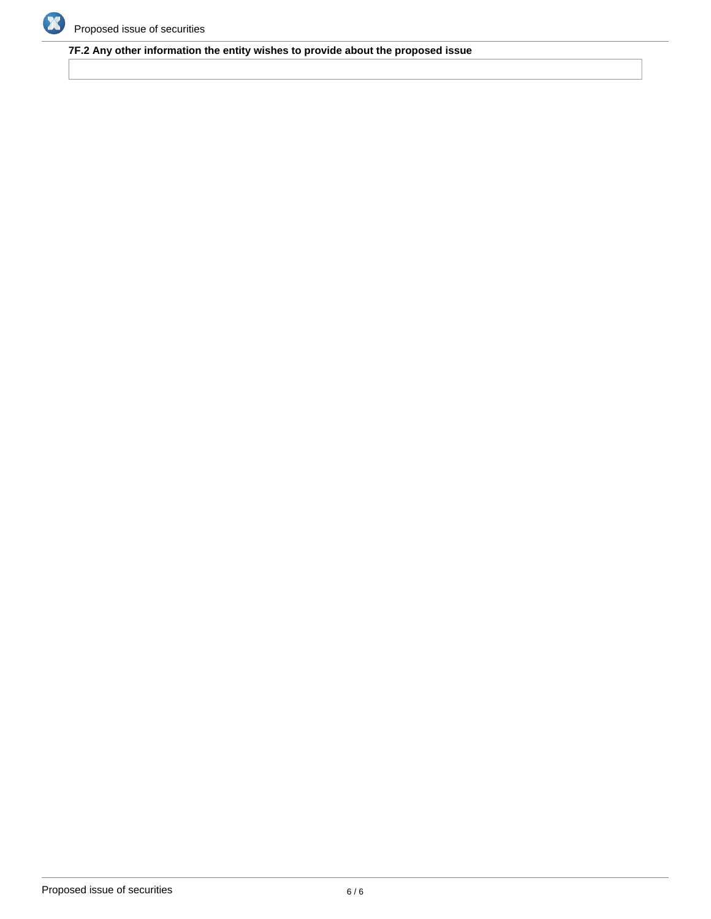**7F.2 Any other information the entity wishes to provide about the proposed issue**